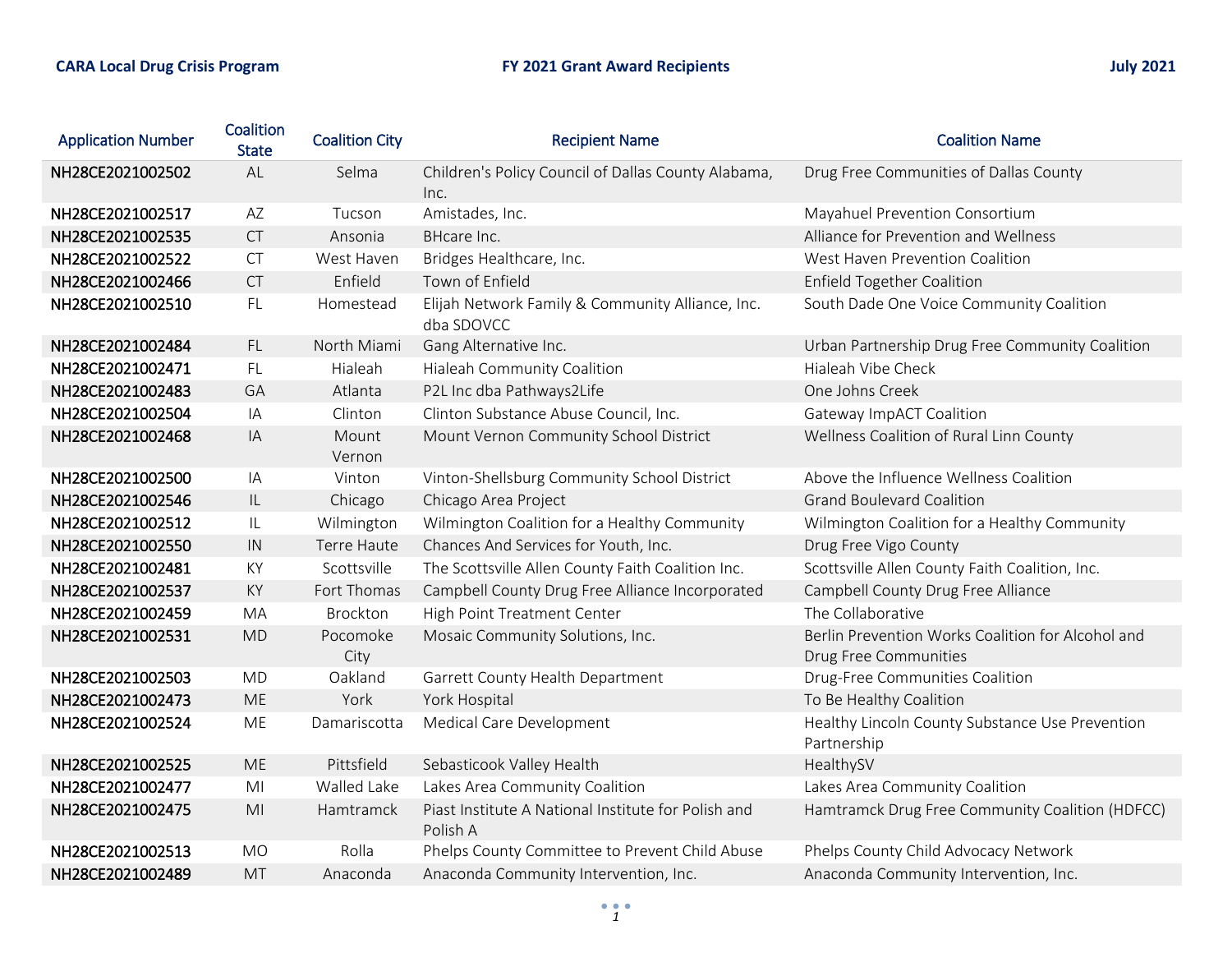CARA Local Drug Crisis Program | FY 2021 Grant Award Recipients | July 2021

| Application Number | Coalition State | Coalition City | Recipient Name | Coalition Name |
|---|---|---|---|---|
| NH28CE2021002502 | AL | Selma | Children's Policy Council of Dallas County Alabama, Inc. | Drug Free Communities of Dallas County |
| NH28CE2021002517 | AZ | Tucson | Amistades, Inc. | Mayahuel Prevention Consortium |
| NH28CE2021002535 | CT | Ansonia | BHcare Inc. | Alliance for Prevention and Wellness |
| NH28CE2021002522 | CT | West Haven | Bridges Healthcare, Inc. | West Haven Prevention Coalition |
| NH28CE2021002466 | CT | Enfield | Town of Enfield | Enfield Together Coalition |
| NH28CE2021002510 | FL | Homestead | Elijah Network Family & Community Alliance, Inc. dba SDOVCC | South Dade One Voice Community Coalition |
| NH28CE2021002484 | FL | North Miami | Gang Alternative Inc. | Urban Partnership Drug Free Community Coalition |
| NH28CE2021002471 | FL | Hialeah | Hialeah Community Coalition | Hialeah Vibe Check |
| NH28CE2021002483 | GA | Atlanta | P2L Inc dba Pathways2Life | One Johns Creek |
| NH28CE2021002504 | IA | Clinton | Clinton Substance Abuse Council, Inc. | Gateway ImpACT Coalition |
| NH28CE2021002468 | IA | Mount Vernon | Mount Vernon Community School District | Wellness Coalition of Rural Linn County |
| NH28CE2021002500 | IA | Vinton | Vinton-Shellsburg Community School District | Above the Influence Wellness Coalition |
| NH28CE2021002546 | IL | Chicago | Chicago Area Project | Grand Boulevard Coalition |
| NH28CE2021002512 | IL | Wilmington | Wilmington Coalition for a Healthy Community | Wilmington Coalition for a Healthy Community |
| NH28CE2021002550 | IN | Terre Haute | Chances And Services for Youth, Inc. | Drug Free Vigo County |
| NH28CE2021002481 | KY | Scottsville | The Scottsville Allen County Faith Coalition Inc. | Scottsville Allen County Faith Coalition, Inc. |
| NH28CE2021002537 | KY | Fort Thomas | Campbell County Drug Free Alliance Incorporated | Campbell County Drug Free Alliance |
| NH28CE2021002459 | MA | Brockton | High Point Treatment Center | The Collaborative |
| NH28CE2021002531 | MD | Pocomoke City | Mosaic Community Solutions, Inc. | Berlin Prevention Works Coalition for Alcohol and Drug Free Communities |
| NH28CE2021002503 | MD | Oakland | Garrett County Health Department | Drug-Free Communities Coalition |
| NH28CE2021002473 | ME | York | York Hospital | To Be Healthy Coalition |
| NH28CE2021002524 | ME | Damariscotta | Medical Care Development | Healthy Lincoln County Substance Use Prevention Partnership |
| NH28CE2021002525 | ME | Pittsfield | Sebasticook Valley Health | HealthySV |
| NH28CE2021002477 | MI | Walled Lake | Lakes Area Community Coalition | Lakes Area Community Coalition |
| NH28CE2021002475 | MI | Hamtramck | Piast Institute A National Institute for Polish and Polish A | Hamtramck Drug Free Community Coalition (HDFCC) |
| NH28CE2021002513 | MO | Rolla | Phelps County Committee to Prevent Child Abuse | Phelps County Child Advocacy Network |
| NH28CE2021002489 | MT | Anaconda | Anaconda Community Intervention, Inc. | Anaconda Community Intervention, Inc. |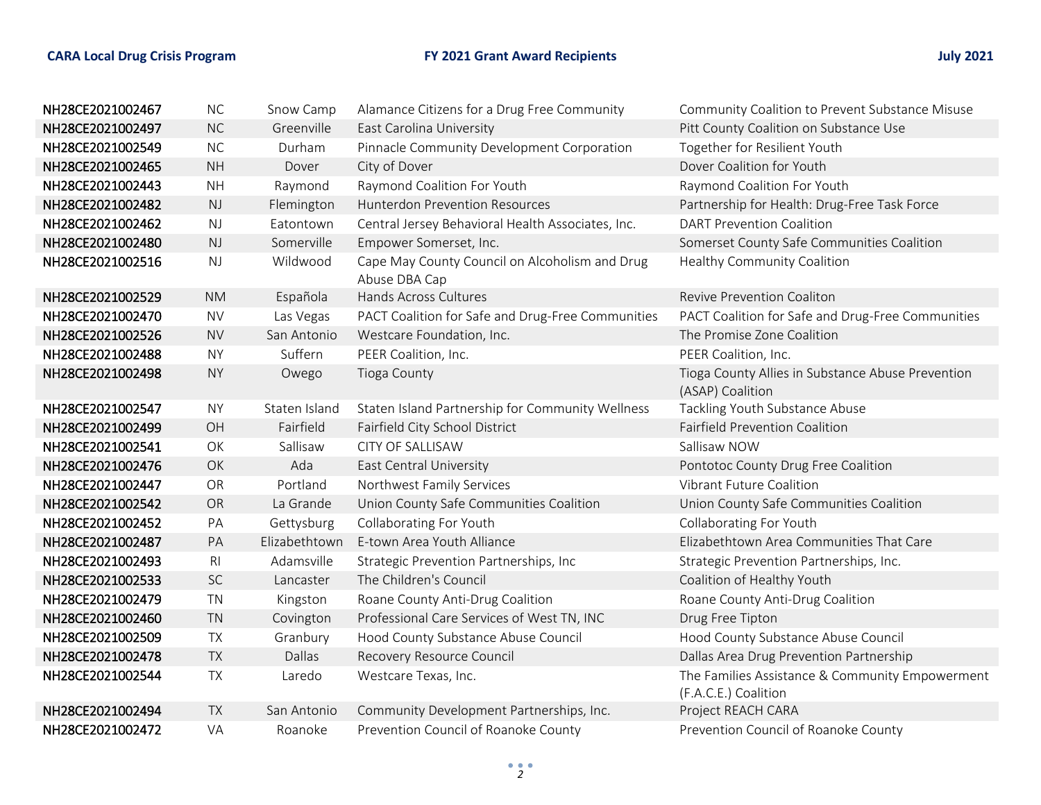| | | | | |
|---|---|---|---|---|
| NH28CE2021002467 | NC | Snow Camp | Alamance Citizens for a Drug Free Community | Community Coalition to Prevent Substance Misuse |
| NH28CE2021002497 | NC | Greenville | East Carolina University | Pitt County Coalition on Substance Use |
| NH28CE2021002549 | NC | Durham | Pinnacle Community Development Corporation | Together for Resilient Youth |
| NH28CE2021002465 | NH | Dover | City of Dover | Dover Coalition for Youth |
| NH28CE2021002443 | NH | Raymond | Raymond Coalition For Youth | Raymond Coalition For Youth |
| NH28CE2021002482 | NJ | Flemington | Hunterdon Prevention Resources | Partnership for Health: Drug-Free Task Force |
| NH28CE2021002462 | NJ | Eatontown | Central Jersey Behavioral Health Associates, Inc. | DART Prevention Coalition |
| NH28CE2021002480 | NJ | Somerville | Empower Somerset, Inc. | Somerset County Safe Communities Coalition |
| NH28CE2021002516 | NJ | Wildwood | Cape May County Council on Alcoholism and Drug Abuse DBA Cap | Healthy Community Coalition |
| NH28CE2021002529 | NM | Española | Hands Across Cultures | Revive Prevention Coaliton |
| NH28CE2021002470 | NV | Las Vegas | PACT Coalition for Safe and Drug-Free Communities | PACT Coalition for Safe and Drug-Free Communities |
| NH28CE2021002526 | NV | San Antonio | Westcare Foundation, Inc. | The Promise Zone Coalition |
| NH28CE2021002488 | NY | Suffern | PEER Coalition, Inc. | PEER Coalition, Inc. |
| NH28CE2021002498 | NY | Owego | Tioga County | Tioga County Allies in Substance Abuse Prevention (ASAP) Coalition |
| NH28CE2021002547 | NY | Staten Island | Staten Island Partnership for Community Wellness | Tackling Youth Substance Abuse |
| NH28CE2021002499 | OH | Fairfield | Fairfield City School District | Fairfield Prevention Coalition |
| NH28CE2021002541 | OK | Sallisaw | CITY OF SALLISAW | Sallisaw NOW |
| NH28CE2021002476 | OK | Ada | East Central University | Pontotoc County Drug Free Coalition |
| NH28CE2021002447 | OR | Portland | Northwest Family Services | Vibrant Future Coalition |
| NH28CE2021002542 | OR | La Grande | Union County Safe Communities Coalition | Union County Safe Communities Coalition |
| NH28CE2021002452 | PA | Gettysburg | Collaborating For Youth | Collaborating For Youth |
| NH28CE2021002487 | PA | Elizabethtown | E-town Area Youth Alliance | Elizabethtown Area Communities That Care |
| NH28CE2021002493 | RI | Adamsville | Strategic Prevention Partnerships, Inc | Strategic Prevention Partnerships, Inc. |
| NH28CE2021002533 | SC | Lancaster | The Children's Council | Coalition of Healthy Youth |
| NH28CE2021002479 | TN | Kingston | Roane County Anti-Drug Coalition | Roane County Anti-Drug Coalition |
| NH28CE2021002460 | TN | Covington | Professional Care Services of West TN, INC | Drug Free Tipton |
| NH28CE2021002509 | TX | Granbury | Hood County Substance Abuse Council | Hood County Substance Abuse Council |
| NH28CE2021002478 | TX | Dallas | Recovery Resource Council | Dallas Area Drug Prevention Partnership |
| NH28CE2021002544 | TX | Laredo | Westcare Texas, Inc. | The Families Assistance & Community Empowerment (F.A.C.E.) Coalition |
| NH28CE2021002494 | TX | San Antonio | Community Development Partnerships, Inc. | Project REACH CARA |
| NH28CE2021002472 | VA | Roanoke | Prevention Council of Roanoke County | Prevention Council of Roanoke County |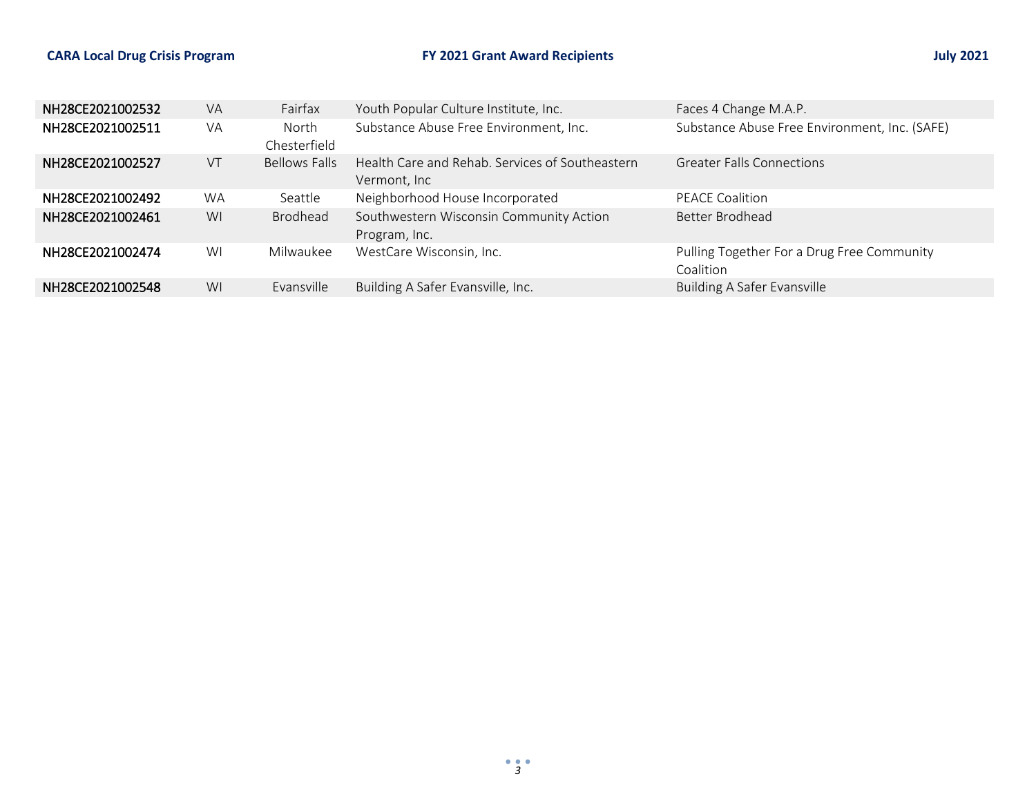| | | | | |
|---|---|---|---|---|
| **NH28CE2021002532** | VA | Fairfax | Youth Popular Culture Institute, Inc. | Faces 4 Change M.A.P. |
| **NH28CE2021002511** | VA | North Chesterfield | Substance Abuse Free Environment, Inc. | Substance Abuse Free Environment, Inc. (SAFE) |
| **NH28CE2021002527** | VT | Bellows Falls | Health Care and Rehab. Services of Southeastern Vermont, Inc | Greater Falls Connections |
| **NH28CE2021002492** | WA | Seattle | Neighborhood House Incorporated | PEACE Coalition |
| **NH28CE2021002461** | WI | Brodhead | Southwestern Wisconsin Community Action Program, Inc. | Better Brodhead |
| **NH28CE2021002474** | WI | Milwaukee | WestCare Wisconsin, Inc. | Pulling Together For a Drug Free Community Coalition |
| **NH28CE2021002548** | WI | Evansville | Building A Safer Evansville, Inc. | Building A Safer Evansville |